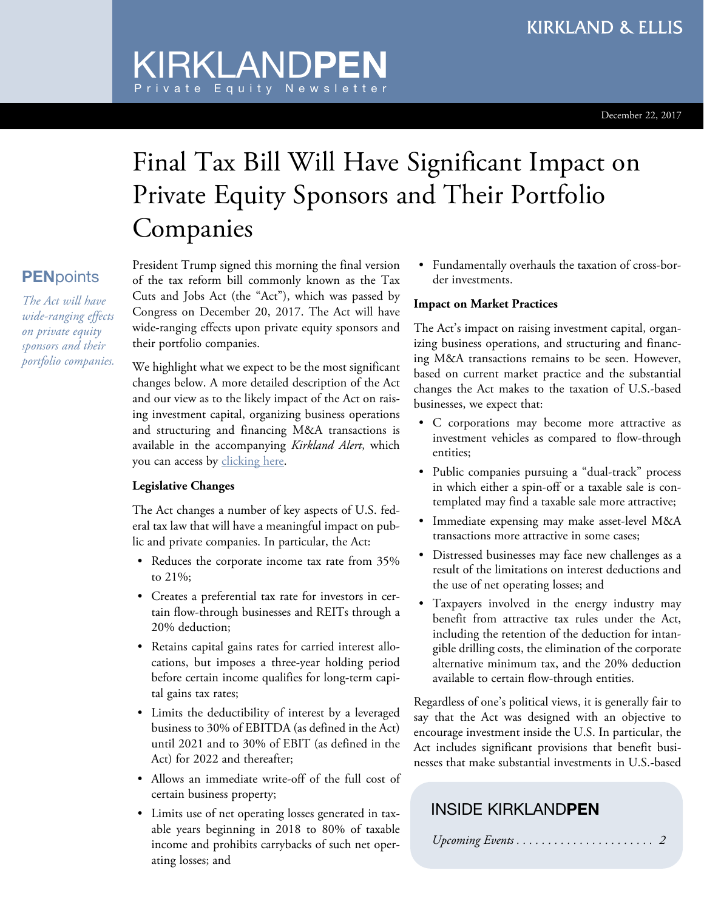KIRKLAND & ELLIS

# KIRKLANDPEN

Private Equity Newsletter

December 22, 2017

## Final Tax Bill Will Have Significant Impact on Private Equity Sponsors and Their Portfolio Companies

**PENpoints**

*The Act will have wide-ranging effects on private equity sponsors and their portfolio companies.*

President Trump signed this morning the final version of the tax reform bill commonly known as the Tax Cuts and Jobs Act (the "Act"), which was passed by Congress on December 20, 2017. The Act will have wide-ranging effects upon private equity sponsors and their portfolio companies.

We highlight what we expect to be the most significant changes below. A more detailed description of the Act and our view as to the likely impact of the Act on raising investment capital, organizing business operations and structuring and financing M&A transactions is available in the accompanying *Kirkland Alert*, which you can access by clicking here.

**Legislative Changes**

The Act changes a number of key aspects of U.S. federal tax law that will have a meaningful impact on public and private companies. In particular, the Act:

- Reduces the corporate income tax rate from 35% to 21%;
- Creates a preferential tax rate for investors in certain flow-through businesses and REITs through a 20% deduction;
- Retains capital gains rates for carried interest allocations, but imposes a three-year holding period before certain income qualifies for long-term capital gains tax rates;
- Limits the deductibility of interest by a leveraged business to 30% of EBITDA (as defined in the Act) until 2021 and to 30% of EBIT (as defined in the Act) for 2022 and thereafter;
- Allows an immediate write-off of the full cost of certain business property;
- Limits use of net operating losses generated in taxable years beginning in 2018 to 80% of taxable income and prohibits carrybacks of such net operating losses; and
- Fundamentally overhauls the taxation of cross-border investments.

**Impact on Market Practices**

The Act's impact on raising investment capital, organizing business operations, and structuring and financing M&A transactions remains to be seen. However, based on current market practice and the substantial changes the Act makes to the taxation of U.S.-based businesses, we expect that:

- C corporations may become more attractive as investment vehicles as compared to flow-through entities;
- Public companies pursuing a "dual-track" process in which either a spin-off or a taxable sale is contemplated may find a taxable sale more attractive;
- Immediate expensing may make asset-level M&A transactions more attractive in some cases;
- Distressed businesses may face new challenges as a result of the limitations on interest deductions and the use of net operating losses; and
- Taxpayers involved in the energy industry may benefit from attractive tax rules under the Act, including the retention of the deduction for intangible drilling costs, the elimination of the corporate alternative minimum tax, and the 20% deduction available to certain flow-through entities.

Regardless of one's political views, it is generally fair to say that the Act was designed with an objective to encourage investment inside the U.S. In particular, the Act includes significant provisions that benefit businesses that make substantial investments in U.S.-based

**INSIDE KIRKLANDPEN**

*Upcoming Events* . . . . . . . . . . . . . . . . . . . . . . 2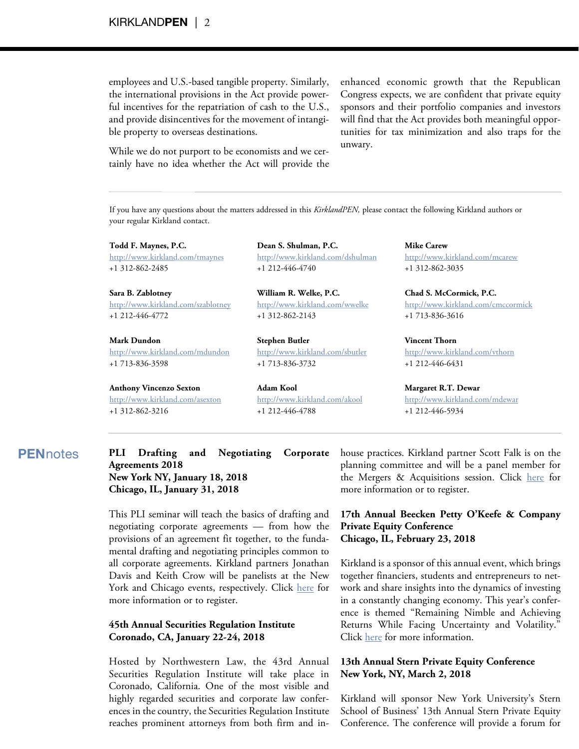employees and U.S.-based tangible property. Similarly, the international provisions in the Act provide powerful incentives for the repatriation of cash to the U.S., and provide disincentives for the movement of intangible property to overseas destinations.

While we do not purport to be economists and we certainly have no idea whether the Act will provide the enhanced economic growth that the Republican Congress expects, we are confident that private equity sponsors and their portfolio companies and investors will find that the Act provides both meaningful opportunities for tax minimization and also traps for the unwary.

---

If you have any questions about the matters addressed in this *KirklandPEN,* please contact the following Kirkland authors or your regular Kirkland contact.

**Todd F. Maynes, P.C.**
http://www.kirkland.com/tmaynes
+1 312-862-2485

**Dean S. Shulman, P.C.**
http://www.kirkland.com/dshulman
+1 212-446-4740

**Mike Carew**
http://www.kirkland.com/mcarew
+1 312-862-3035

**Sara B. Zablotney**
http://www.kirkland.com/szablotney
+1 212-446-4772

**William R. Welke, P.C.**
http://www.kirkland.com/wwelke
+1 312-862-2143

**Chad S. McCormick, P.C.**
http://www.kirkland.com/cmccormick
+1 713-836-3616

**Mark Dundon**
http://www.kirkland.com/mdundon
+1 713-836-3598

**Stephen Butler**
http://www.kirkland.com/sbutler
+1 713-836-3732

**Vincent Thorn**
http://www.kirkland.com/vthorn
+1 212-446-6431

**Anthony Vincenzo Sexton**
http://www.kirkland.com/asexton
+1 312-862-3216

**Adam Kool**
http://www.kirkland.com/akool
+1 212-446-4788

**Margaret R.T. Dewar**
http://www.kirkland.com/mdewar
+1 212-446-5934

---

## PENnotes

### PLI Drafting and Negotiating Corporate Agreements 2018
**New York NY, January 18, 2018**
**Chicago, IL, January 31, 2018**

This PLI seminar will teach the basics of drafting and negotiating corporate agreements — from how the provisions of an agreement fit together, to the fundamental drafting and negotiating principles common to all corporate agreements. Kirkland partners Jonathan Davis and Keith Crow will be panelists at the New York and Chicago events, respectively. Click here for more information or to register.

### 45th Annual Securities Regulation Institute
**Coronado, CA, January 22-24, 2018**

Hosted by Northwestern Law, the 43rd Annual Securities Regulation Institute will take place in Coronado, California. One of the most visible and highly regarded securities and corporate law conferences in the country, the Securities Regulation Institute reaches prominent attorneys from both firm and in-house practices. Kirkland partner Scott Falk is on the planning committee and will be a panel member for the Mergers & Acquisitions session. Click here for more information or to register.

### 17th Annual Beecken Petty O'Keefe & Company Private Equity Conference
**Chicago, IL, February 23, 2018**

Kirkland is a sponsor of this annual event, which brings together financiers, students and entrepreneurs to network and share insights into the dynamics of investing in a constantly changing economy. This year's conference is themed "Remaining Nimble and Achieving Returns While Facing Uncertainty and Volatility." Click here for more information.

### 13th Annual Stern Private Equity Conference
**New York, NY, March 2, 2018**

Kirkland will sponsor New York University's Stern School of Business' 13th Annual Stern Private Equity Conference. The conference will provide a forum for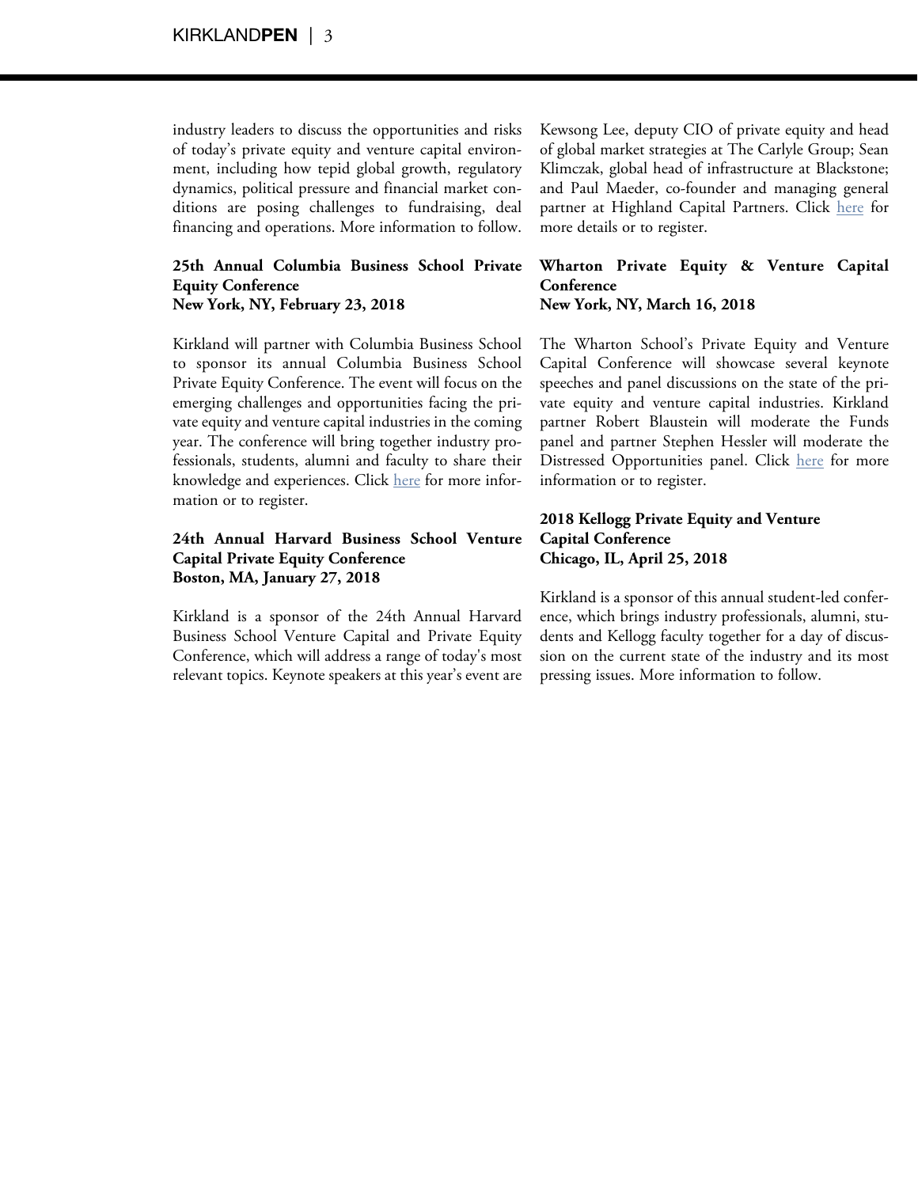industry leaders to discuss the opportunities and risks of today's private equity and venture capital environment, including how tepid global growth, regulatory dynamics, political pressure and financial market conditions are posing challenges to fundraising, deal financing and operations. More information to follow.

**25th Annual Columbia Business School Private Equity Conference**
**New York, NY, February 23, 2018**

Kirkland will partner with Columbia Business School to sponsor its annual Columbia Business School Private Equity Conference. The event will focus on the emerging challenges and opportunities facing the private equity and venture capital industries in the coming year. The conference will bring together industry professionals, students, alumni and faculty to share their knowledge and experiences. Click here for more information or to register.

**24th Annual Harvard Business School Venture Capital Private Equity Conference**
**Boston, MA, January 27, 2018**

Kirkland is a sponsor of the 24th Annual Harvard Business School Venture Capital and Private Equity Conference, which will address a range of today's most relevant topics. Keynote speakers at this year's event are Kewsong Lee, deputy CIO of private equity and head of global market strategies at The Carlyle Group; Sean Klimczak, global head of infrastructure at Blackstone; and Paul Maeder, co-founder and managing general partner at Highland Capital Partners. Click here for more details or to register.

**Wharton Private Equity & Venture Capital Conference**
**New York, NY, March 16, 2018**

The Wharton School's Private Equity and Venture Capital Conference will showcase several keynote speeches and panel discussions on the state of the private equity and venture capital industries. Kirkland partner Robert Blaustein will moderate the Funds panel and partner Stephen Hessler will moderate the Distressed Opportunities panel. Click here for more information or to register.

**2018 Kellogg Private Equity and Venture Capital Conference**
**Chicago, IL, April 25, 2018**

Kirkland is a sponsor of this annual student-led conference, which brings industry professionals, alumni, students and Kellogg faculty together for a day of discussion on the current state of the industry and its most pressing issues. More information to follow.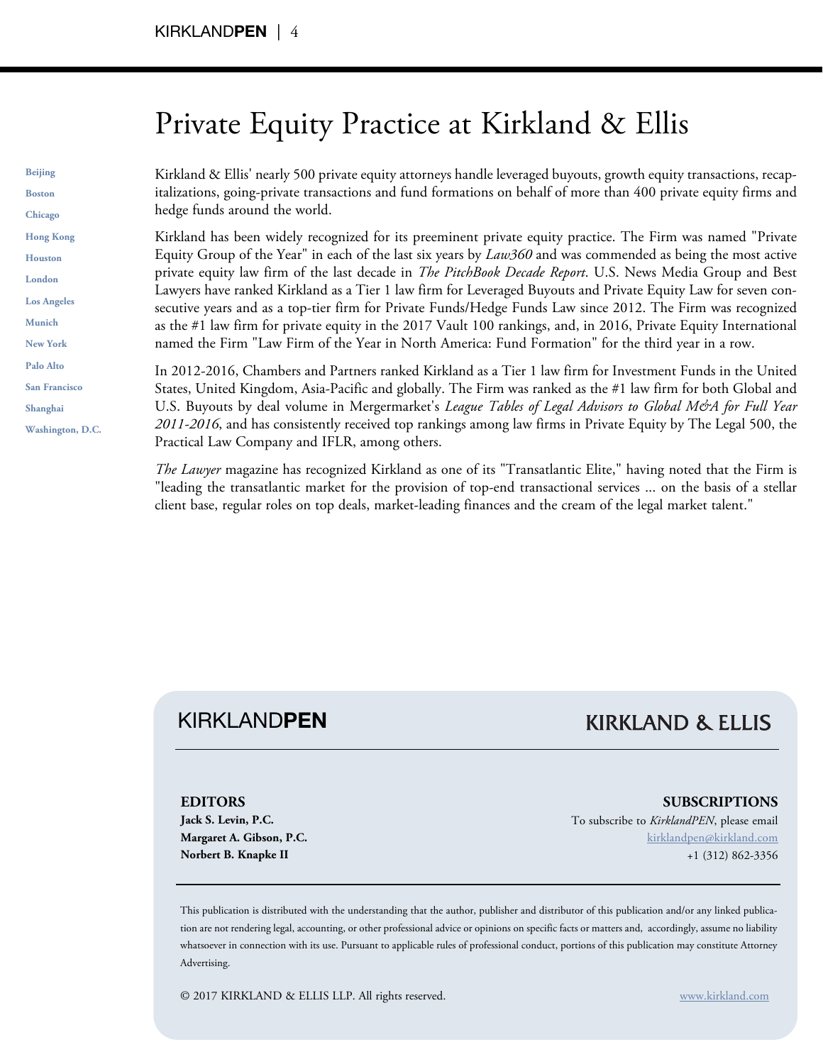# Private Equity Practice at Kirkland & Ellis

Beijing
Boston
Chicago
Hong Kong
Houston
London
Los Angeles
Munich
New York
Palo Alto
San Francisco
Shanghai
Washington, D.C.

Kirkland & Ellis' nearly 500 private equity attorneys handle leveraged buyouts, growth equity transactions, recapitalizations, going-private transactions and fund formations on behalf of more than 400 private equity firms and hedge funds around the world.

Kirkland has been widely recognized for its preeminent private equity practice. The Firm was named "Private Equity Group of the Year" in each of the last six years by *Law360* and was commended as being the most active private equity law firm of the last decade in *The PitchBook Decade Report*. U.S. News Media Group and Best Lawyers have ranked Kirkland as a Tier 1 law firm for Leveraged Buyouts and Private Equity Law for seven consecutive years and as a top-tier firm for Private Funds/Hedge Funds Law since 2012. The Firm was recognized as the #1 law firm for private equity in the 2017 Vault 100 rankings, and, in 2016, Private Equity International named the Firm "Law Firm of the Year in North America: Fund Formation" for the third year in a row.

In 2012-2016, Chambers and Partners ranked Kirkland as a Tier 1 law firm for Investment Funds in the United States, United Kingdom, Asia-Pacific and globally. The Firm was ranked as the #1 law firm for both Global and U.S. Buyouts by deal volume in Mergermarket's *League Tables of Legal Advisors to Global M&A for Full Year 2011-2016*, and has consistently received top rankings among law firms in Private Equity by The Legal 500, the Practical Law Company and IFLR, among others.

*The Lawyer* magazine has recognized Kirkland as one of its "Transatlantic Elite," having noted that the Firm is "leading the transatlantic market for the provision of top-end transactional services ... on the basis of a stellar client base, regular roles on top deals, market-leading finances and the cream of the legal market talent."

---

KIRKLAND**PEN** | KIRKLAND & ELLIS

**EDITORS**
**Jack S. Levin, P.C.**
**Margaret A. Gibson, P.C.**
**Norbert B. Knapke II**

**SUBSCRIPTIONS**
To subscribe to *KirklandPEN*, please email
kirklandpen@kirkland.com
+1 (312) 862-3356

This publication is distributed with the understanding that the author, publisher and distributor of this publication and/or any linked publication are not rendering legal, accounting, or other professional advice or opinions on specific facts or matters and, accordingly, assume no liability whatsoever in connection with its use. Pursuant to applicable rules of professional conduct, portions of this publication may constitute Attorney Advertising.

© 2017 KIRKLAND & ELLIS LLP. All rights reserved.

www.kirkland.com